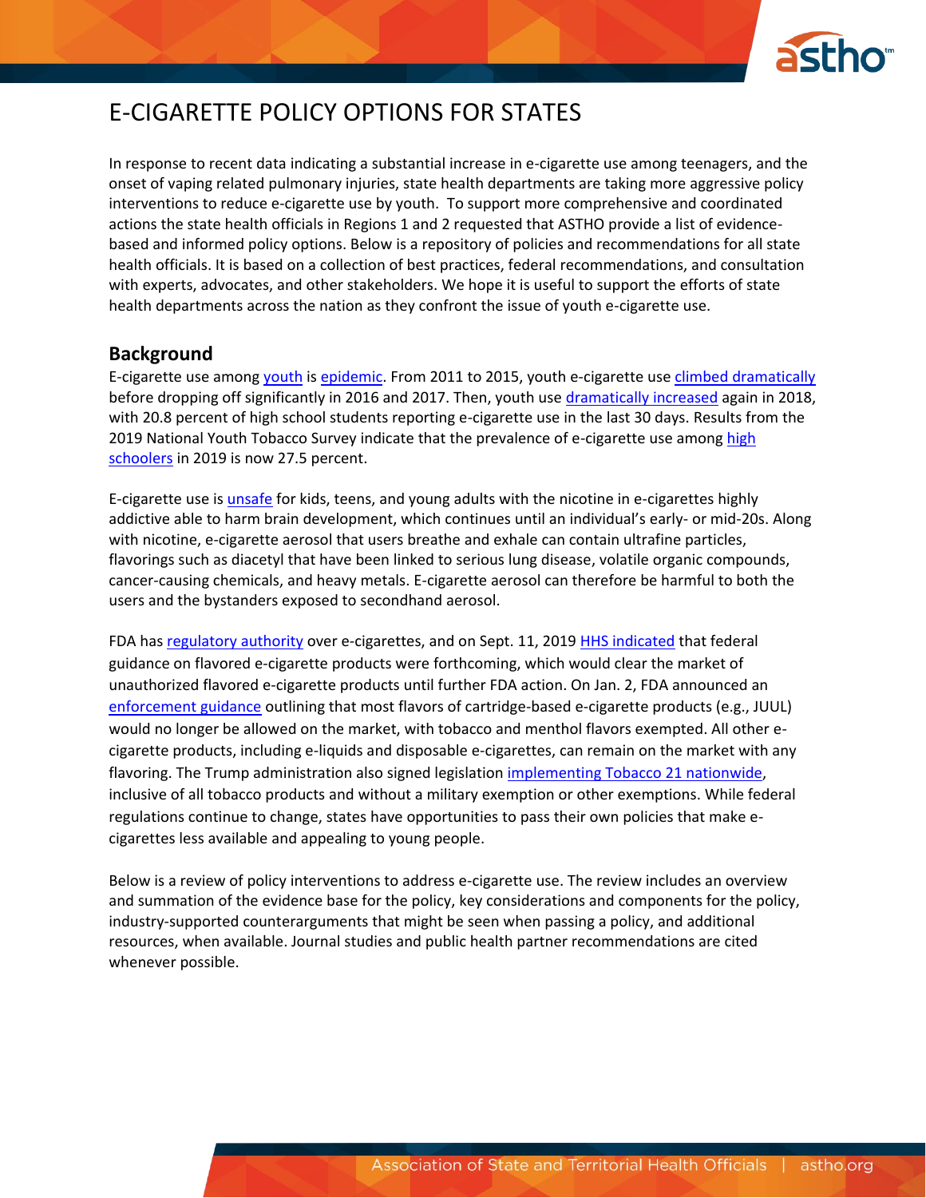// E-CIGARETTE POLICY OPTIONS FOR STATES

In response to recent data indicating a substantial increase in e-cigarette use among teenagers, and the onset of vaping related pulmonary injuries, state health departments are taking more aggressive policy interventions to reduce e-cigarette use by youth. To support more comprehensive and coordinated actions the state health officials in Regions 1 and 2 requested that ASTHO provide a list of evidence-based and informed policy options. Below is a repository of policies and recommendations for all state health officials. It is based on a collection of best practices, federal recommendations, and consultation with experts, advocates, and other stakeholders. We hope it is useful to support the efforts of state health departments across the nation as they confront the issue of youth e-cigarette use.

## Background

E-cigarette use among youth is epidemic. From 2011 to 2015, youth e-cigarette use climbed dramatically before dropping off significantly in 2016 and 2017. Then, youth use dramatically increased again in 2018, with 20.8 percent of high school students reporting e-cigarette use in the last 30 days. Results from the 2019 National Youth Tobacco Survey indicate that the prevalence of e-cigarette use among high schoolers in 2019 is now 27.5 percent.

E-cigarette use is unsafe for kids, teens, and young adults with the nicotine in e-cigarettes highly addictive able to harm brain development, which continues until an individual's early- or mid-20s. Along with nicotine, e-cigarette aerosol that users breathe and exhale can contain ultrafine particles, flavorings such as diacetyl that have been linked to serious lung disease, volatile organic compounds, cancer-causing chemicals, and heavy metals. E-cigarette aerosol can therefore be harmful to both the users and the bystanders exposed to secondhand aerosol.

FDA has regulatory authority over e-cigarettes, and on Sept. 11, 2019 HHS indicated that federal guidance on flavored e-cigarette products were forthcoming, which would clear the market of unauthorized flavored e-cigarette products until further FDA action. On Jan. 2, FDA announced an enforcement guidance outlining that most flavors of cartridge-based e-cigarette products (e.g., JUUL) would no longer be allowed on the market, with tobacco and menthol flavors exempted. All other e-cigarette products, including e-liquids and disposable e-cigarettes, can remain on the market with any flavoring. The Trump administration also signed legislation implementing Tobacco 21 nationwide, inclusive of all tobacco products and without a military exemption or other exemptions. While federal regulations continue to change, states have opportunities to pass their own policies that make e-cigarettes less available and appealing to young people.

Below is a review of policy interventions to address e-cigarette use. The review includes an overview and summation of the evidence base for the policy, key considerations and components for the policy, industry-supported counterarguments that might be seen when passing a policy, and additional resources, when available. Journal studies and public health partner recommendations are cited whenever possible.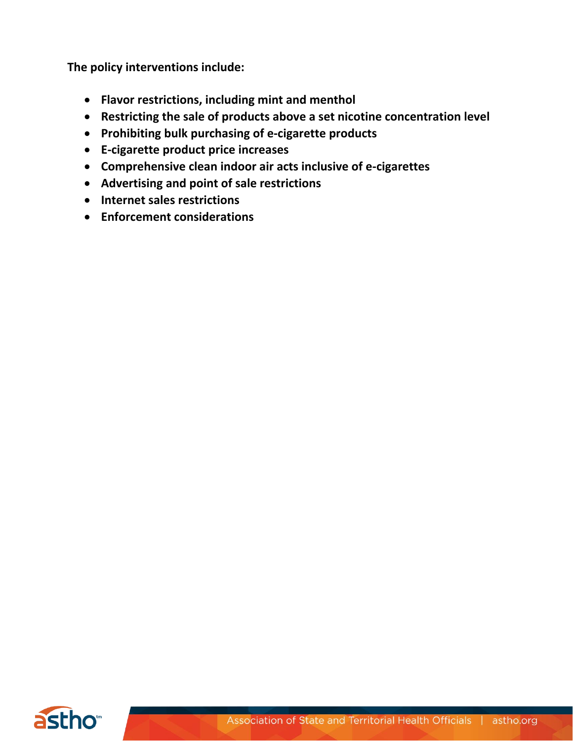**The policy interventions include:**

- **Flavor restrictions, including mint and menthol**
- **Restricting the sale of products above a set nicotine concentration level**
- **Prohibiting bulk purchasing of e-cigarette products**
- **E-cigarette product price increases**
- **Comprehensive clean indoor air acts inclusive of e-cigarettes**
- **Advertising and point of sale restrictions**
- **Internet sales restrictions**
- **Enforcement considerations**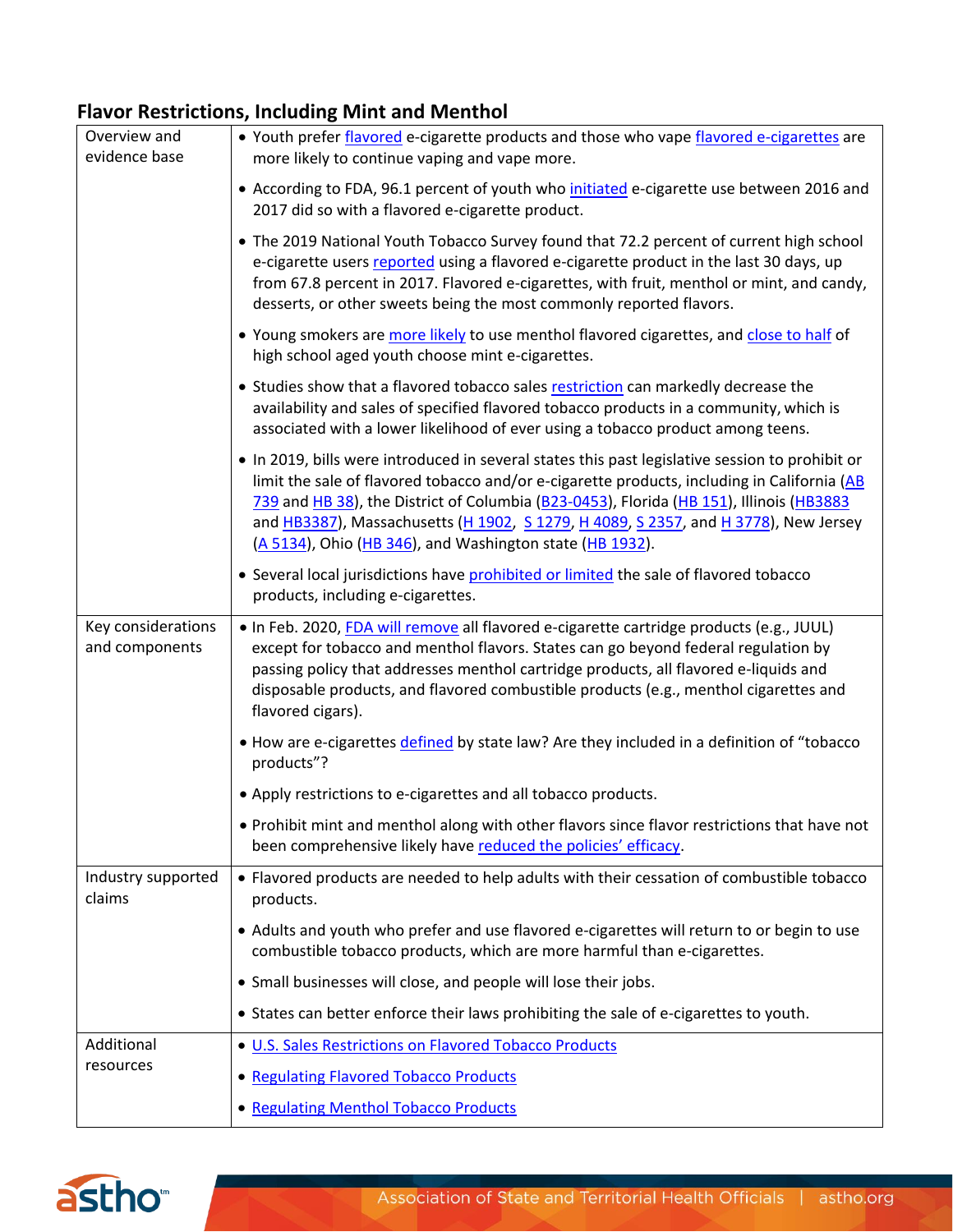## Flavor Restrictions, Including Mint and Menthol

| | |
|---|---|
| Overview and evidence base | • Youth prefer flavored e-cigarette products and those who vape flavored e-cigarettes are more likely to continue vaping and vape more.<br><br>• According to FDA, 96.1 percent of youth who initiated e-cigarette use between 2016 and 2017 did so with a flavored e-cigarette product.<br><br>• The 2019 National Youth Tobacco Survey found that 72.2 percent of current high school e-cigarette users reported using a flavored e-cigarette product in the last 30 days, up from 67.8 percent in 2017. Flavored e-cigarettes, with fruit, menthol or mint, and candy, desserts, or other sweets being the most commonly reported flavors.<br><br>• Young smokers are more likely to use menthol flavored cigarettes, and close to half of high school aged youth choose mint e-cigarettes.<br><br>• Studies show that a flavored tobacco sales restriction can markedly decrease the availability and sales of specified flavored tobacco products in a community, which is associated with a lower likelihood of ever using a tobacco product among teens.<br><br>• In 2019, bills were introduced in several states this past legislative session to prohibit or limit the sale of flavored tobacco and/or e-cigarette products, including in California (AB 739 and HB 38), the District of Columbia (B23-0453), Florida (HB 151), Illinois (HB3883 and HB3387), Massachusetts (H 1902, S 1279, H 4089, S 2357, and H 3778), New Jersey (A 5134), Ohio (HB 346), and Washington state (HB 1932).<br><br>• Several local jurisdictions have prohibited or limited the sale of flavored tobacco products, including e-cigarettes. |
| Key considerations and components | • In Feb. 2020, FDA will remove all flavored e-cigarette cartridge products (e.g., JUUL) except for tobacco and menthol flavors. States can go beyond federal regulation by passing policy that addresses menthol cartridge products, all flavored e-liquids and disposable products, and flavored combustible products (e.g., menthol cigarettes and flavored cigars).<br><br>• How are e-cigarettes defined by state law? Are they included in a definition of "tobacco products"?<br><br>• Apply restrictions to e-cigarettes and all tobacco products.<br><br>• Prohibit mint and menthol along with other flavors since flavor restrictions that have not been comprehensive likely have reduced the policies' efficacy. |
| Industry supported claims | • Flavored products are needed to help adults with their cessation of combustible tobacco products.<br><br>• Adults and youth who prefer and use flavored e-cigarettes will return to or begin to use combustible tobacco products, which are more harmful than e-cigarettes.<br><br>• Small businesses will close, and people will lose their jobs.<br><br>• States can better enforce their laws prohibiting the sale of e-cigarettes to youth. |
| Additional resources | • U.S. Sales Restrictions on Flavored Tobacco Products<br><br>• Regulating Flavored Tobacco Products<br><br>• Regulating Menthol Tobacco Products |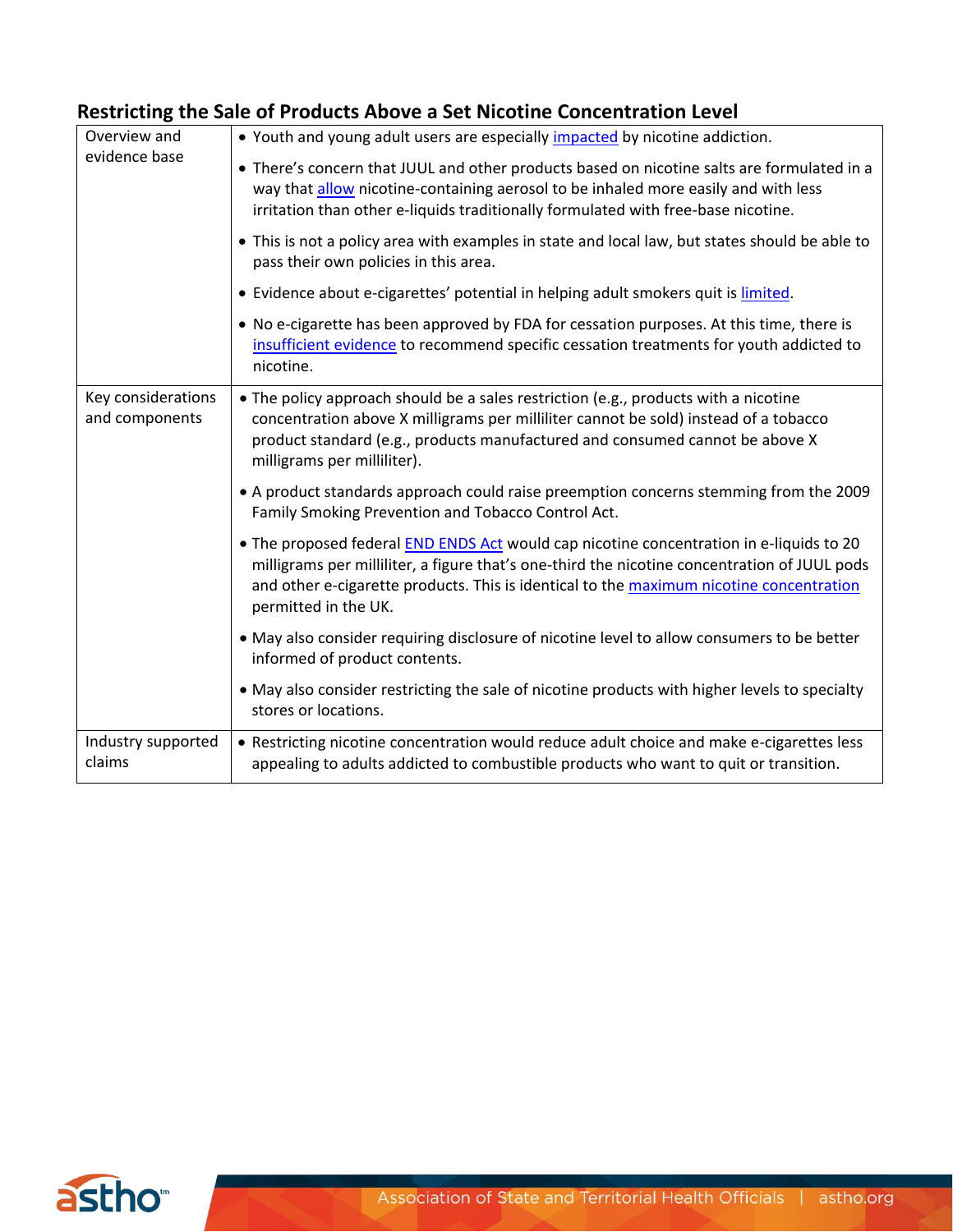## Restricting the Sale of Products Above a Set Nicotine Concentration Level

| | |
|---|---|
| Overview and evidence base | • Youth and young adult users are especially impacted by nicotine addiction.<br>• There's concern that JUUL and other products based on nicotine salts are formulated in a way that allow nicotine-containing aerosol to be inhaled more easily and with less irritation than other e-liquids traditionally formulated with free-base nicotine.<br>• This is not a policy area with examples in state and local law, but states should be able to pass their own policies in this area.<br>• Evidence about e-cigarettes' potential in helping adult smokers quit is limited.<br>• No e-cigarette has been approved by FDA for cessation purposes. At this time, there is insufficient evidence to recommend specific cessation treatments for youth addicted to nicotine. |
| Key considerations and components | • The policy approach should be a sales restriction (e.g., products with a nicotine concentration above X milligrams per milliliter cannot be sold) instead of a tobacco product standard (e.g., products manufactured and consumed cannot be above X milligrams per milliliter).<br>• A product standards approach could raise preemption concerns stemming from the 2009 Family Smoking Prevention and Tobacco Control Act.<br>• The proposed federal END ENDS Act would cap nicotine concentration in e-liquids to 20 milligrams per milliliter, a figure that's one-third the nicotine concentration of JUUL pods and other e-cigarette products. This is identical to the maximum nicotine concentration permitted in the UK.<br>• May also consider requiring disclosure of nicotine level to allow consumers to be better informed of product contents.<br>• May also consider restricting the sale of nicotine products with higher levels to specialty stores or locations. |
| Industry supported claims | • Restricting nicotine concentration would reduce adult choice and make e-cigarettes less appealing to adults addicted to combustible products who want to quit or transition. |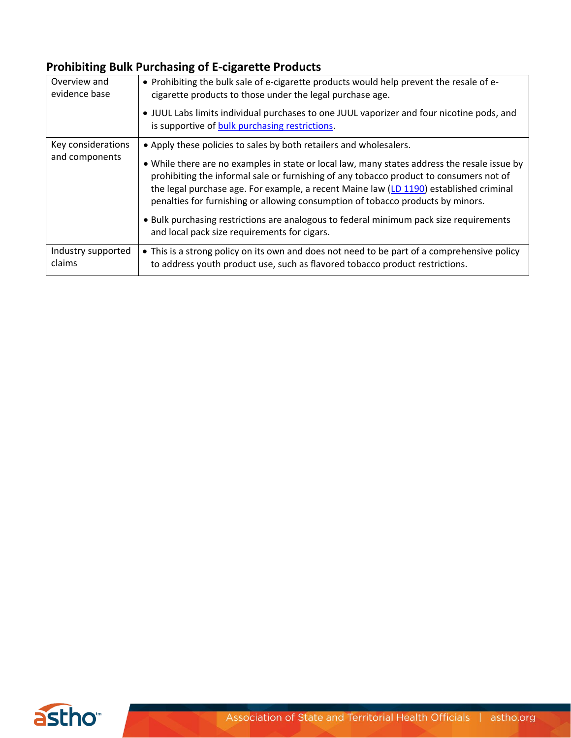## Prohibiting Bulk Purchasing of E-cigarette Products

| | |
|---|---|
| Overview and evidence base | • Prohibiting the bulk sale of e-cigarette products would help prevent the resale of e-cigarette products to those under the legal purchase age.<br>• JUUL Labs limits individual purchases to one JUUL vaporizer and four nicotine pods, and is supportive of bulk purchasing restrictions. |
| Key considerations and components | • Apply these policies to sales by both retailers and wholesalers.<br>• While there are no examples in state or local law, many states address the resale issue by prohibiting the informal sale or furnishing of any tobacco product to consumers not of the legal purchase age. For example, a recent Maine law (LD 1190) established criminal penalties for furnishing or allowing consumption of tobacco products by minors.<br>• Bulk purchasing restrictions are analogous to federal minimum pack size requirements and local pack size requirements for cigars. |
| Industry supported claims | • This is a strong policy on its own and does not need to be part of a comprehensive policy to address youth product use, such as flavored tobacco product restrictions. |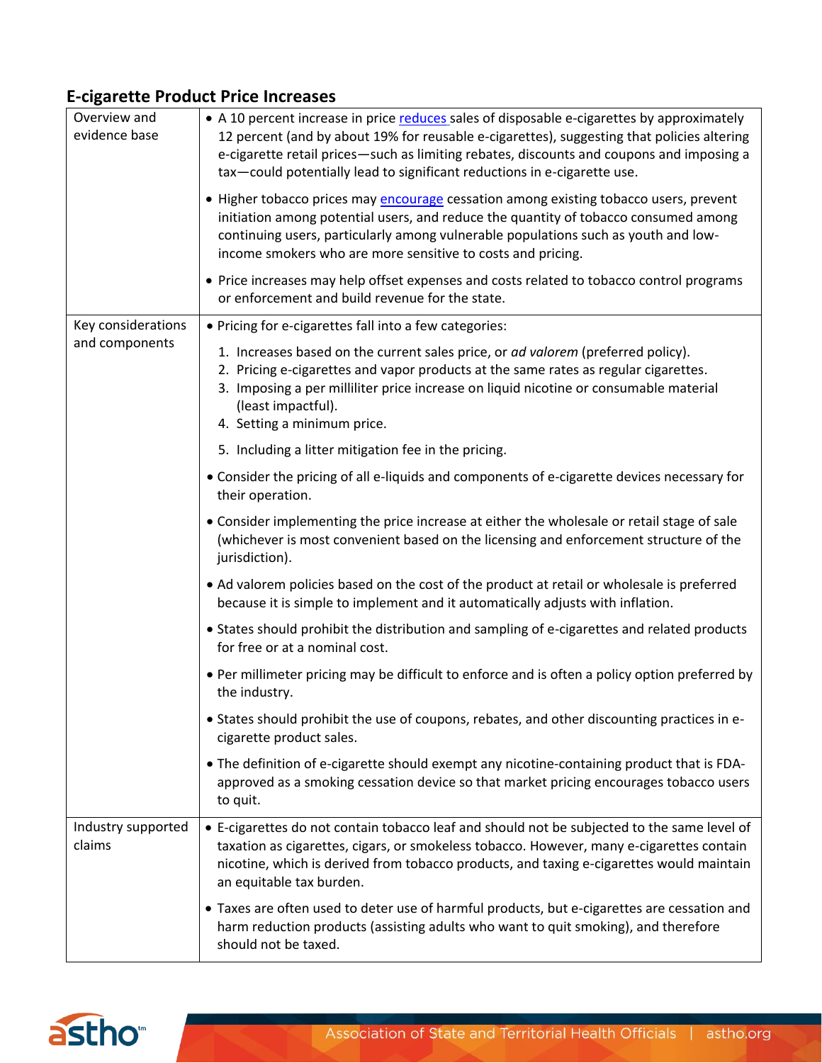## E-cigarette Product Price Increases

| | |
|---|---|
| Overview and evidence base | • A 10 percent increase in price reduces sales of disposable e-cigarettes by approximately 12 percent (and by about 19% for reusable e-cigarettes), suggesting that policies altering e-cigarette retail prices—such as limiting rebates, discounts and coupons and imposing a tax—could potentially lead to significant reductions in e-cigarette use.<br><br>• Higher tobacco prices may encourage cessation among existing tobacco users, prevent initiation among potential users, and reduce the quantity of tobacco consumed among continuing users, particularly among vulnerable populations such as youth and low-income smokers who are more sensitive to costs and pricing.<br><br>• Price increases may help offset expenses and costs related to tobacco control programs or enforcement and build revenue for the state. |
| Key considerations and components | • Pricing for e-cigarettes fall into a few categories:<br>1. Increases based on the current sales price, or *ad valorem* (preferred policy).<br>2. Pricing e-cigarettes and vapor products at the same rates as regular cigarettes.<br>3. Imposing a per milliliter price increase on liquid nicotine or consumable material (least impactful).<br>4. Setting a minimum price.<br>5. Including a litter mitigation fee in the pricing.<br><br>• Consider the pricing of all e-liquids and components of e-cigarette devices necessary for their operation.<br><br>• Consider implementing the price increase at either the wholesale or retail stage of sale (whichever is most convenient based on the licensing and enforcement structure of the jurisdiction).<br><br>• Ad valorem policies based on the cost of the product at retail or wholesale is preferred because it is simple to implement and it automatically adjusts with inflation.<br><br>• States should prohibit the distribution and sampling of e-cigarettes and related products for free or at a nominal cost.<br><br>• Per millimeter pricing may be difficult to enforce and is often a policy option preferred by the industry.<br><br>• States should prohibit the use of coupons, rebates, and other discounting practices in e-cigarette product sales.<br><br>• The definition of e-cigarette should exempt any nicotine-containing product that is FDA-approved as a smoking cessation device so that market pricing encourages tobacco users to quit. |
| Industry supported claims | • E-cigarettes do not contain tobacco leaf and should not be subjected to the same level of taxation as cigarettes, cigars, or smokeless tobacco. However, many e-cigarettes contain nicotine, which is derived from tobacco products, and taxing e-cigarettes would maintain an equitable tax burden.<br><br>• Taxes are often used to deter use of harmful products, but e-cigarettes are cessation and harm reduction products (assisting adults who want to quit smoking), and therefore should not be taxed. |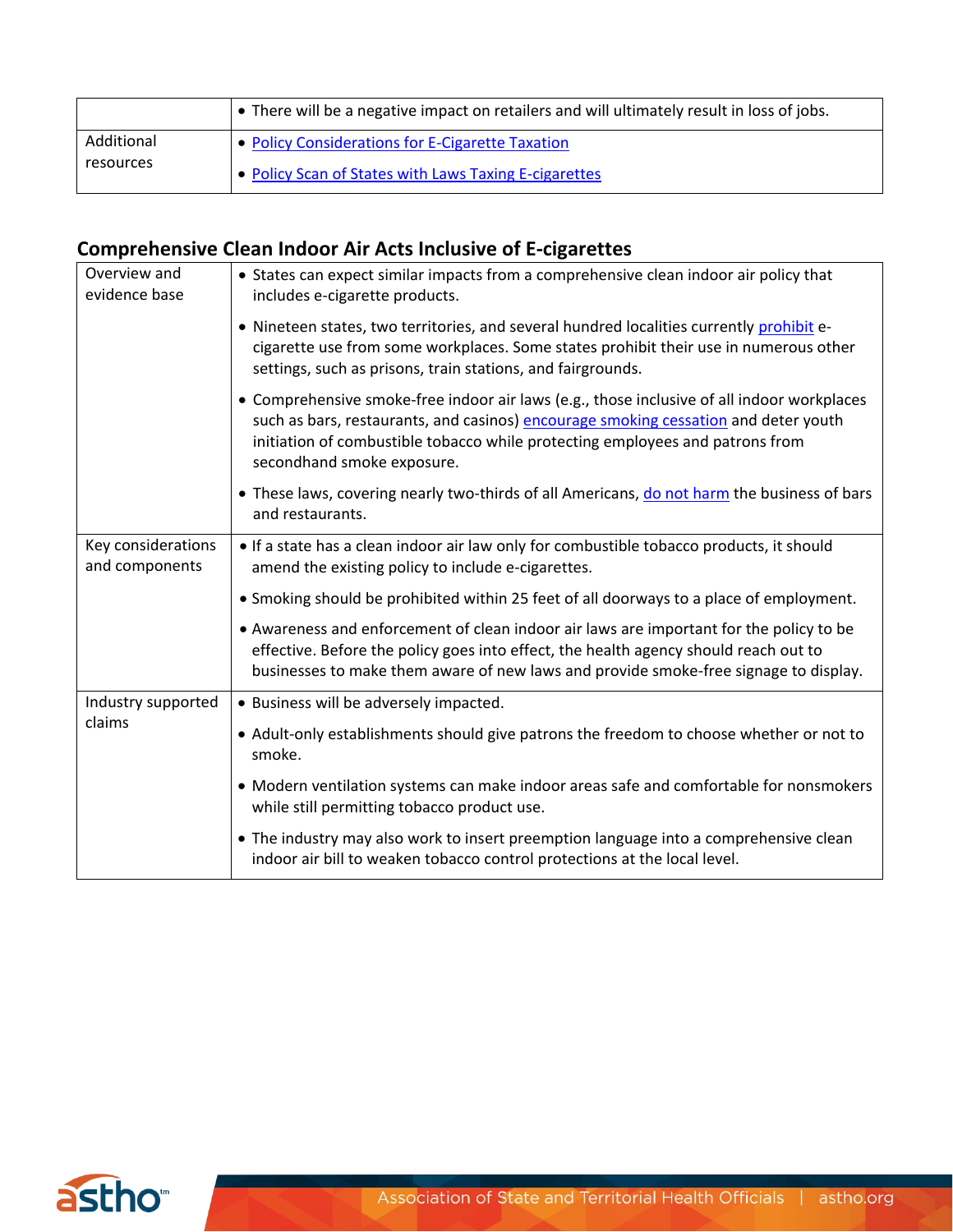|  |  |
|---|---|
|  | • There will be a negative impact on retailers and will ultimately result in loss of jobs. |
| Additional resources | • Policy Considerations for E-Cigarette Taxation<br>• Policy Scan of States with Laws Taxing E-cigarettes |

## Comprehensive Clean Indoor Air Acts Inclusive of E-cigarettes

|  |  |
|---|---|
| Overview and evidence base | • States can expect similar impacts from a comprehensive clean indoor air policy that includes e-cigarette products.<br>• Nineteen states, two territories, and several hundred localities currently prohibit e-cigarette use from some workplaces. Some states prohibit their use in numerous other settings, such as prisons, train stations, and fairgrounds.<br>• Comprehensive smoke-free indoor air laws (e.g., those inclusive of all indoor workplaces such as bars, restaurants, and casinos) encourage smoking cessation and deter youth initiation of combustible tobacco while protecting employees and patrons from secondhand smoke exposure.<br>• These laws, covering nearly two-thirds of all Americans, do not harm the business of bars and restaurants. |
| Key considerations and components | • If a state has a clean indoor air law only for combustible tobacco products, it should amend the existing policy to include e-cigarettes.<br>• Smoking should be prohibited within 25 feet of all doorways to a place of employment.<br>• Awareness and enforcement of clean indoor air laws are important for the policy to be effective. Before the policy goes into effect, the health agency should reach out to businesses to make them aware of new laws and provide smoke-free signage to display. |
| Industry supported claims | • Business will be adversely impacted.<br>• Adult-only establishments should give patrons the freedom to choose whether or not to smoke.<br>• Modern ventilation systems can make indoor areas safe and comfortable for nonsmokers while still permitting tobacco product use.<br>• The industry may also work to insert preemption language into a comprehensive clean indoor air bill to weaken tobacco control protections at the local level. |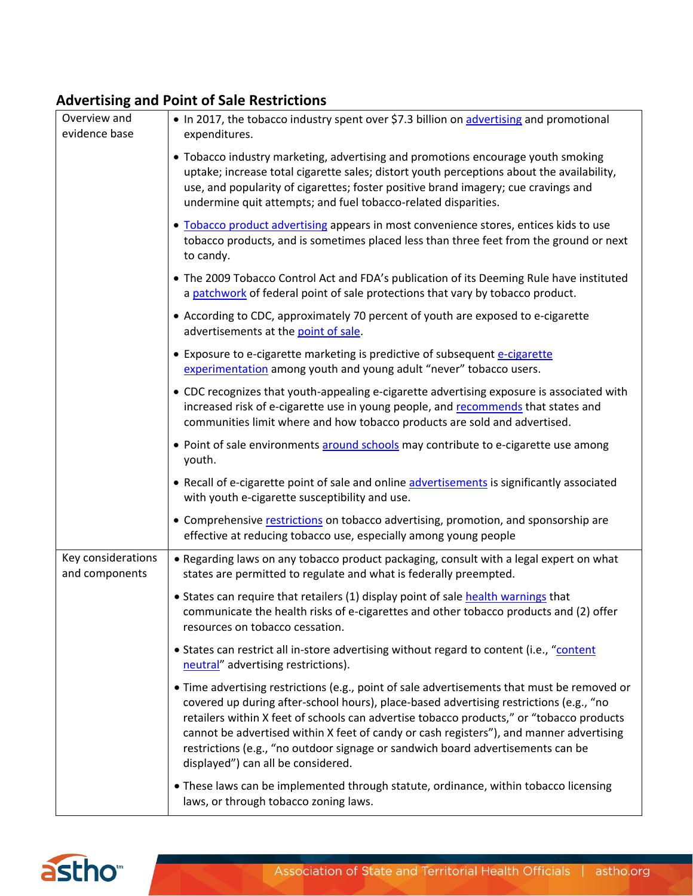## Advertising and Point of Sale Restrictions

| | |
|---|---|
| Overview and evidence base | • In 2017, the tobacco industry spent over $7.3 billion on advertising and promotional expenditures.<br><br>• Tobacco industry marketing, advertising and promotions encourage youth smoking uptake; increase total cigarette sales; distort youth perceptions about the availability, use, and popularity of cigarettes; foster positive brand imagery; cue cravings and undermine quit attempts; and fuel tobacco-related disparities.<br><br>• Tobacco product advertising appears in most convenience stores, entices kids to use tobacco products, and is sometimes placed less than three feet from the ground or next to candy.<br><br>• The 2009 Tobacco Control Act and FDA's publication of its Deeming Rule have instituted a patchwork of federal point of sale protections that vary by tobacco product.<br><br>• According to CDC, approximately 70 percent of youth are exposed to e-cigarette advertisements at the point of sale.<br><br>• Exposure to e-cigarette marketing is predictive of subsequent e-cigarette experimentation among youth and young adult "never" tobacco users.<br><br>• CDC recognizes that youth-appealing e-cigarette advertising exposure is associated with increased risk of e-cigarette use in young people, and recommends that states and communities limit where and how tobacco products are sold and advertised.<br><br>• Point of sale environments around schools may contribute to e-cigarette use among youth.<br><br>• Recall of e-cigarette point of sale and online advertisements is significantly associated with youth e-cigarette susceptibility and use.<br><br>• Comprehensive restrictions on tobacco advertising, promotion, and sponsorship are effective at reducing tobacco use, especially among young people |
| Key considerations and components | • Regarding laws on any tobacco product packaging, consult with a legal expert on what states are permitted to regulate and what is federally preempted.<br><br>• States can require that retailers (1) display point of sale health warnings that communicate the health risks of e-cigarettes and other tobacco products and (2) offer resources on tobacco cessation.<br><br>• States can restrict all in-store advertising without regard to content (i.e., "content neutral" advertising restrictions).<br><br>• Time advertising restrictions (e.g., point of sale advertisements that must be removed or covered up during after-school hours), place-based advertising restrictions (e.g., "no retailers within X feet of schools can advertise tobacco products," or "tobacco products cannot be advertised within X feet of candy or cash registers"), and manner advertising restrictions (e.g., "no outdoor signage or sandwich board advertisements can be displayed") can all be considered.<br><br>• These laws can be implemented through statute, ordinance, within tobacco licensing laws, or through tobacco zoning laws. |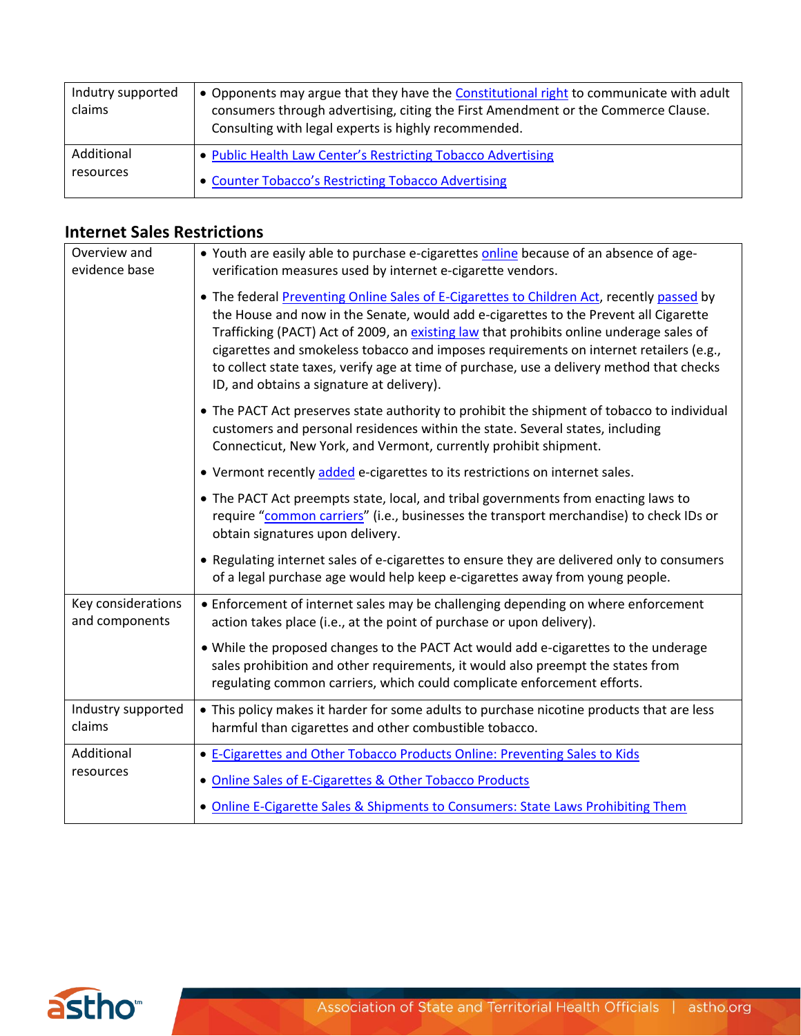| | |
|---|---|
| Indutry supported claims | • Opponents may argue that they have the Constitutional right to communicate with adult consumers through advertising, citing the First Amendment or the Commerce Clause. Consulting with legal experts is highly recommended. |
| Additional resources | • Public Health Law Center's Restricting Tobacco Advertising<br>• Counter Tobacco's Restricting Tobacco Advertising |

## Internet Sales Restrictions

| | |
|---|---|
| Overview and evidence base | • Youth are easily able to purchase e-cigarettes online because of an absence of age-verification measures used by internet e-cigarette vendors.<br>• The federal Preventing Online Sales of E-Cigarettes to Children Act, recently passed by the House and now in the Senate, would add e-cigarettes to the Prevent all Cigarette Trafficking (PACT) Act of 2009, an existing law that prohibits online underage sales of cigarettes and smokeless tobacco and imposes requirements on internet retailers (e.g., to collect state taxes, verify age at time of purchase, use a delivery method that checks ID, and obtains a signature at delivery).<br>• The PACT Act preserves state authority to prohibit the shipment of tobacco to individual customers and personal residences within the state. Several states, including Connecticut, New York, and Vermont, currently prohibit shipment.<br>• Vermont recently added e-cigarettes to its restrictions on internet sales.<br>• The PACT Act preempts state, local, and tribal governments from enacting laws to require "common carriers" (i.e., businesses the transport merchandise) to check IDs or obtain signatures upon delivery.<br>• Regulating internet sales of e-cigarettes to ensure they are delivered only to consumers of a legal purchase age would help keep e-cigarettes away from young people. |
| Key considerations and components | • Enforcement of internet sales may be challenging depending on where enforcement action takes place (i.e., at the point of purchase or upon delivery).<br>• While the proposed changes to the PACT Act would add e-cigarettes to the underage sales prohibition and other requirements, it would also preempt the states from regulating common carriers, which could complicate enforcement efforts. |
| Industry supported claims | • This policy makes it harder for some adults to purchase nicotine products that are less harmful than cigarettes and other combustible tobacco. |
| Additional resources | • E-Cigarettes and Other Tobacco Products Online: Preventing Sales to Kids<br>• Online Sales of E-Cigarettes & Other Tobacco Products<br>• Online E-Cigarette Sales & Shipments to Consumers: State Laws Prohibiting Them |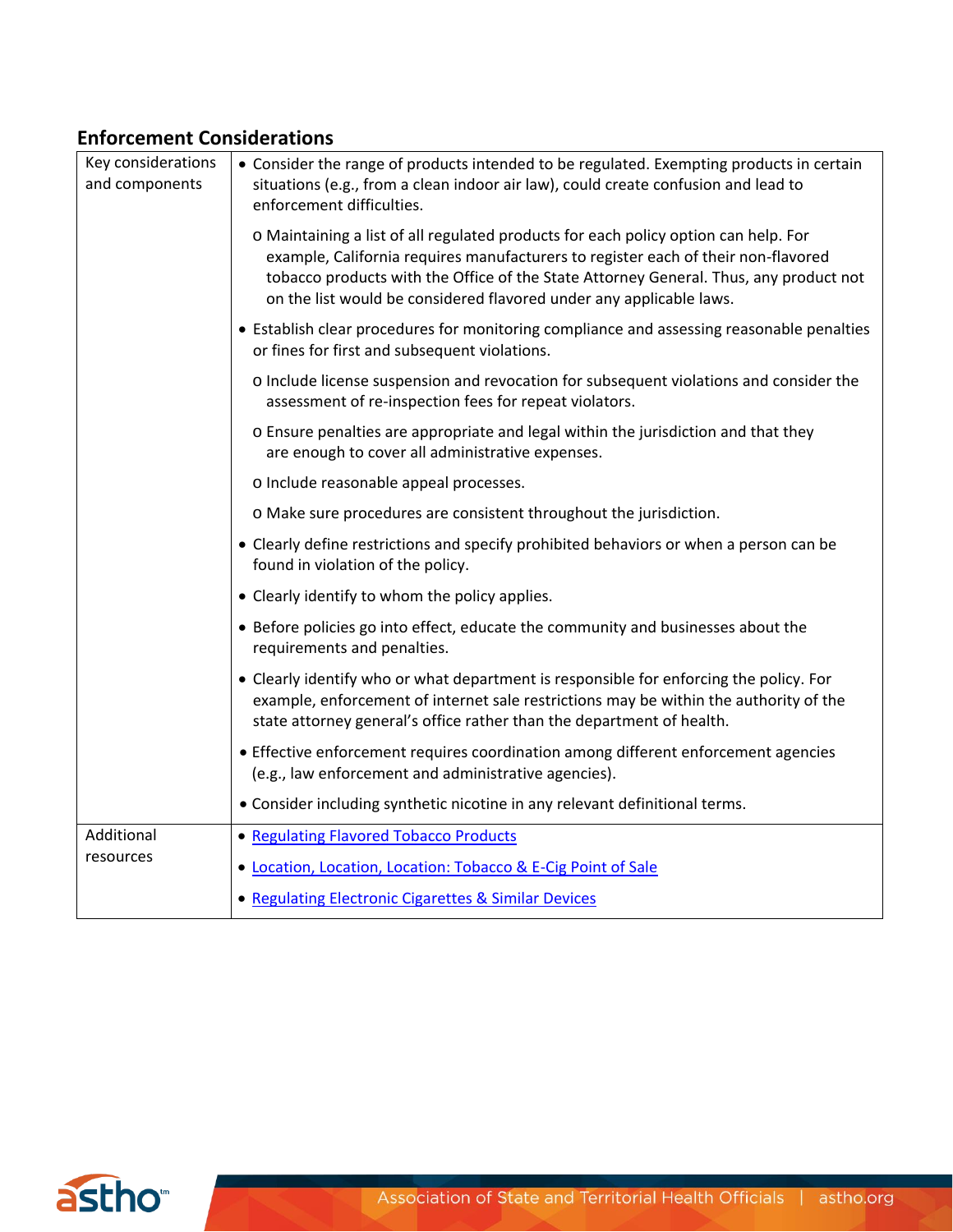## Enforcement Considerations

| | |
|---|---|
| Key considerations and components | • Consider the range of products intended to be regulated. Exempting products in certain situations (e.g., from a clean indoor air law), could create confusion and lead to enforcement difficulties.<br>o Maintaining a list of all regulated products for each policy option can help. For example, California requires manufacturers to register each of their non-flavored tobacco products with the Office of the State Attorney General. Thus, any product not on the list would be considered flavored under any applicable laws.<br>• Establish clear procedures for monitoring compliance and assessing reasonable penalties or fines for first and subsequent violations.<br>o Include license suspension and revocation for subsequent violations and consider the assessment of re-inspection fees for repeat violators.<br>o Ensure penalties are appropriate and legal within the jurisdiction and that they are enough to cover all administrative expenses.<br>o Include reasonable appeal processes.<br>o Make sure procedures are consistent throughout the jurisdiction.<br>• Clearly define restrictions and specify prohibited behaviors or when a person can be found in violation of the policy.<br>• Clearly identify to whom the policy applies.<br>• Before policies go into effect, educate the community and businesses about the requirements and penalties.<br>• Clearly identify who or what department is responsible for enforcing the policy. For example, enforcement of internet sale restrictions may be within the authority of the state attorney general's office rather than the department of health.<br>• Effective enforcement requires coordination among different enforcement agencies (e.g., law enforcement and administrative agencies).<br>• Consider including synthetic nicotine in any relevant definitional terms. |
| Additional resources | • Regulating Flavored Tobacco Products<br>• Location, Location, Location: Tobacco & E-Cig Point of Sale<br>• Regulating Electronic Cigarettes & Similar Devices |